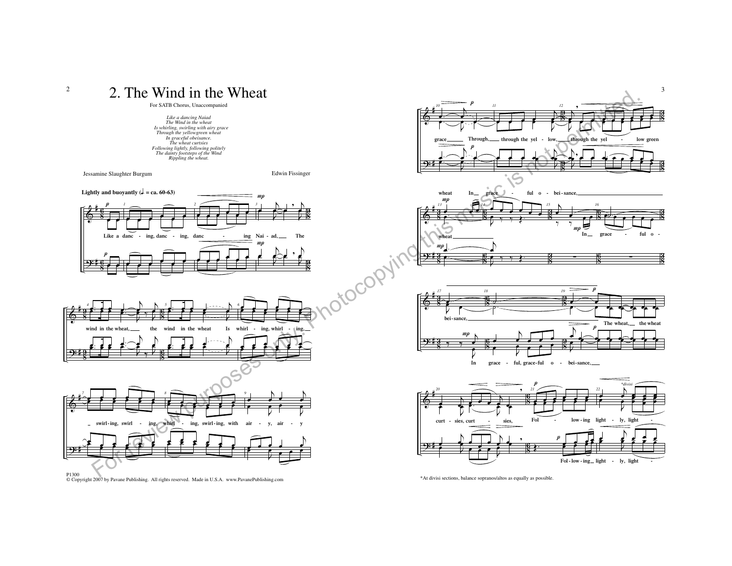# 2. The Wind in the Wheat

For SATB Chorus, Unaccompanied

*Like a dancing Naiad*
*The Wind in the wheat*
*Is whirling, swirling with airy grace*
*Through the yellowgreen wheat*
*In graceful obeisance.*
*The wheat curtsies*
*Following lightly, following politely*
*The dainty footsteps of the Wind*
*Rippling the wheat.*

Jessamine Slaughter Burgum

Edwin Fissinger

**Lightly and buoyantly (♩. = ca. 60-63)**

Like a danc - ing, danc - ing, danc - ing Nai - ad, The wind in the wheat, the wind in the wheat Is whirl - ing, whirl - ing, swirl - ing, swirl - ing, whirl - ing, swirl - ing, with air - y, air - y grace Through, through the yel - low, through the yel - low green wheat In grace - ful o - bei - sance,

wheat

In grace - ful o - bei - sance,

In grace - ful, grace - ful o - bei - sance,

The wheat, the wheat curt - sies, curt - sies, Fol - low - ing light - ly, light -

Fol - low - ing light - ly, light -

P1300
© Copyright 2007 by Pavane Publishing. All rights reserved. Made in U.S.A. www.PavanePublishing.com

*At divisi sections, balance sopranos/altos as equally as possible.

For review purposes only. Photocopying this music is not permitted.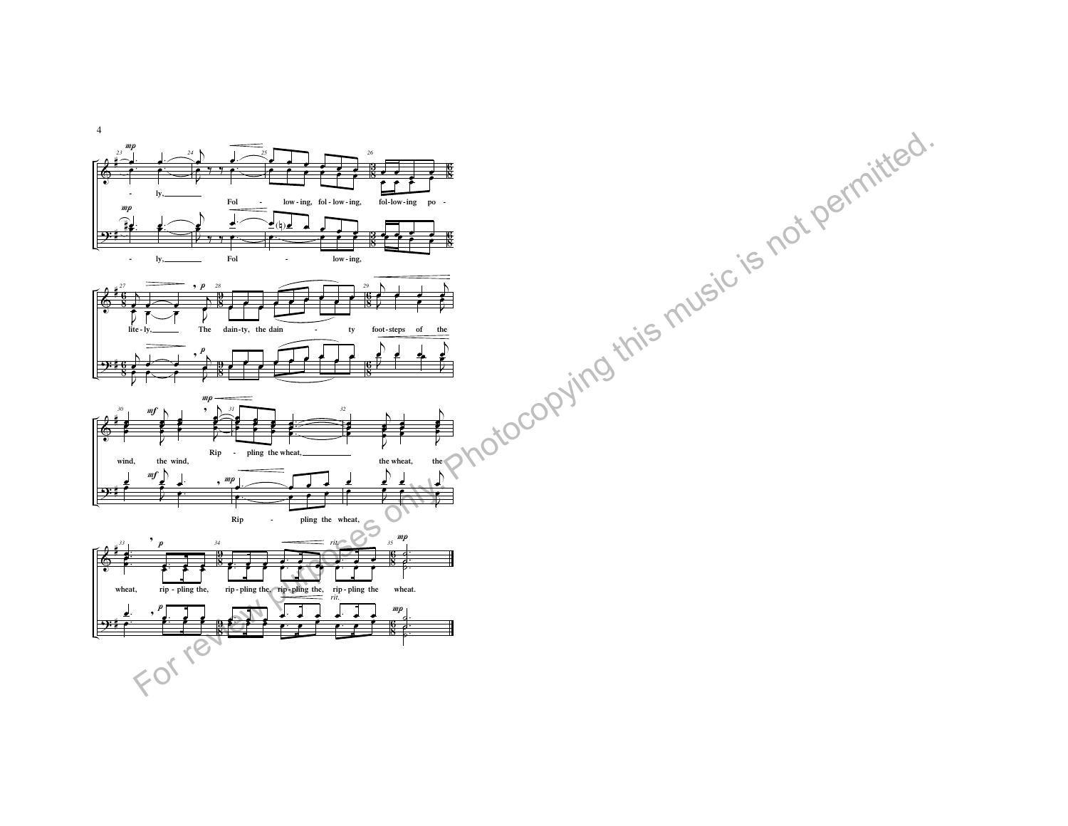For review purposes only. Photocopying this music is not permitted.